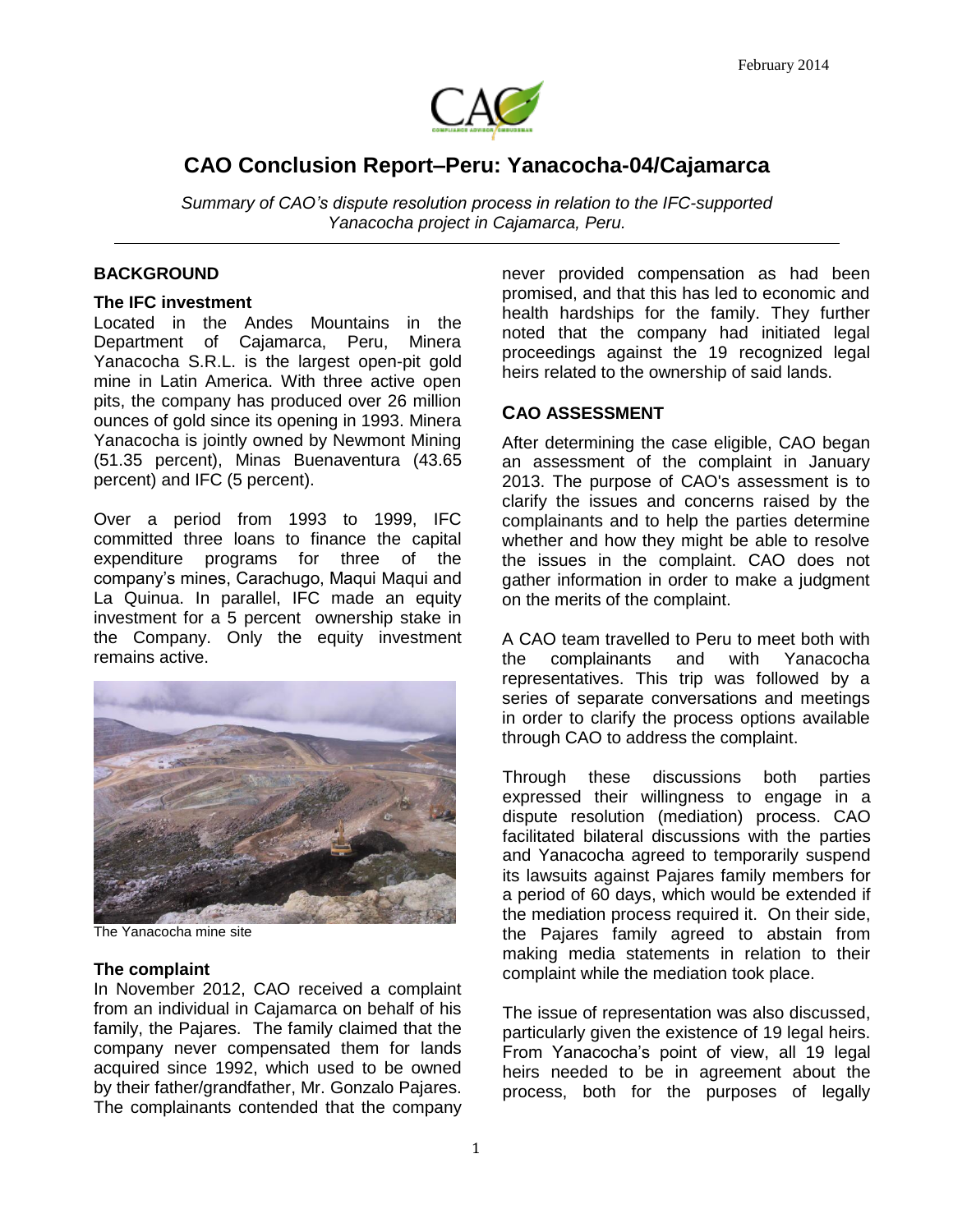February 2014

# CAO Conclusion Report–Peru: Yanacocha-04/Cajamarca

*Summary of CAO's dispute resolution process in relation to the IFC-supported Yanacocha project in Cajamarca, Peru.*

## BACKGROUND

### The IFC investment

Located in the Andes Mountains in the Department of Cajamarca, Peru, Minera Yanacocha S.R.L. is the largest open-pit gold mine in Latin America. With three active open pits, the company has produced over 26 million ounces of gold since its opening in 1993. Minera Yanacocha is jointly owned by Newmont Mining (51.35 percent), Minas Buenaventura (43.65 percent) and IFC (5 percent).

Over a period from 1993 to 1999, IFC committed three loans to finance the capital expenditure programs for three of the company's mines, Carachugo, Maqui Maqui and La Quinua. In parallel, IFC made an equity investment for a 5 percent ownership stake in the Company. Only the equity investment remains active.

The Yanacocha mine site

### The complaint

In November 2012, CAO received a complaint from an individual in Cajamarca on behalf of his family, the Pajares. The family claimed that the company never compensated them for lands acquired since 1992, which used to be owned by their father/grandfather, Mr. Gonzalo Pajares. The complainants contended that the company never provided compensation as had been promised, and that this has led to economic and health hardships for the family. They further noted that the company had initiated legal proceedings against the 19 recognized legal heirs related to the ownership of said lands.

## CAO ASSESSMENT

After determining the case eligible, CAO began an assessment of the complaint in January 2013. The purpose of CAO's assessment is to clarify the issues and concerns raised by the complainants and to help the parties determine whether and how they might be able to resolve the issues in the complaint. CAO does not gather information in order to make a judgment on the merits of the complaint.

A CAO team travelled to Peru to meet both with the complainants and with Yanacocha representatives. This trip was followed by a series of separate conversations and meetings in order to clarify the process options available through CAO to address the complaint.

Through these discussions both parties expressed their willingness to engage in a dispute resolution (mediation) process. CAO facilitated bilateral discussions with the parties and Yanacocha agreed to temporarily suspend its lawsuits against Pajares family members for a period of 60 days, which would be extended if the mediation process required it. On their side, the Pajares family agreed to abstain from making media statements in relation to their complaint while the mediation took place.

The issue of representation was also discussed, particularly given the existence of 19 legal heirs. From Yanacocha's point of view, all 19 legal heirs needed to be in agreement about the process, both for the purposes of legally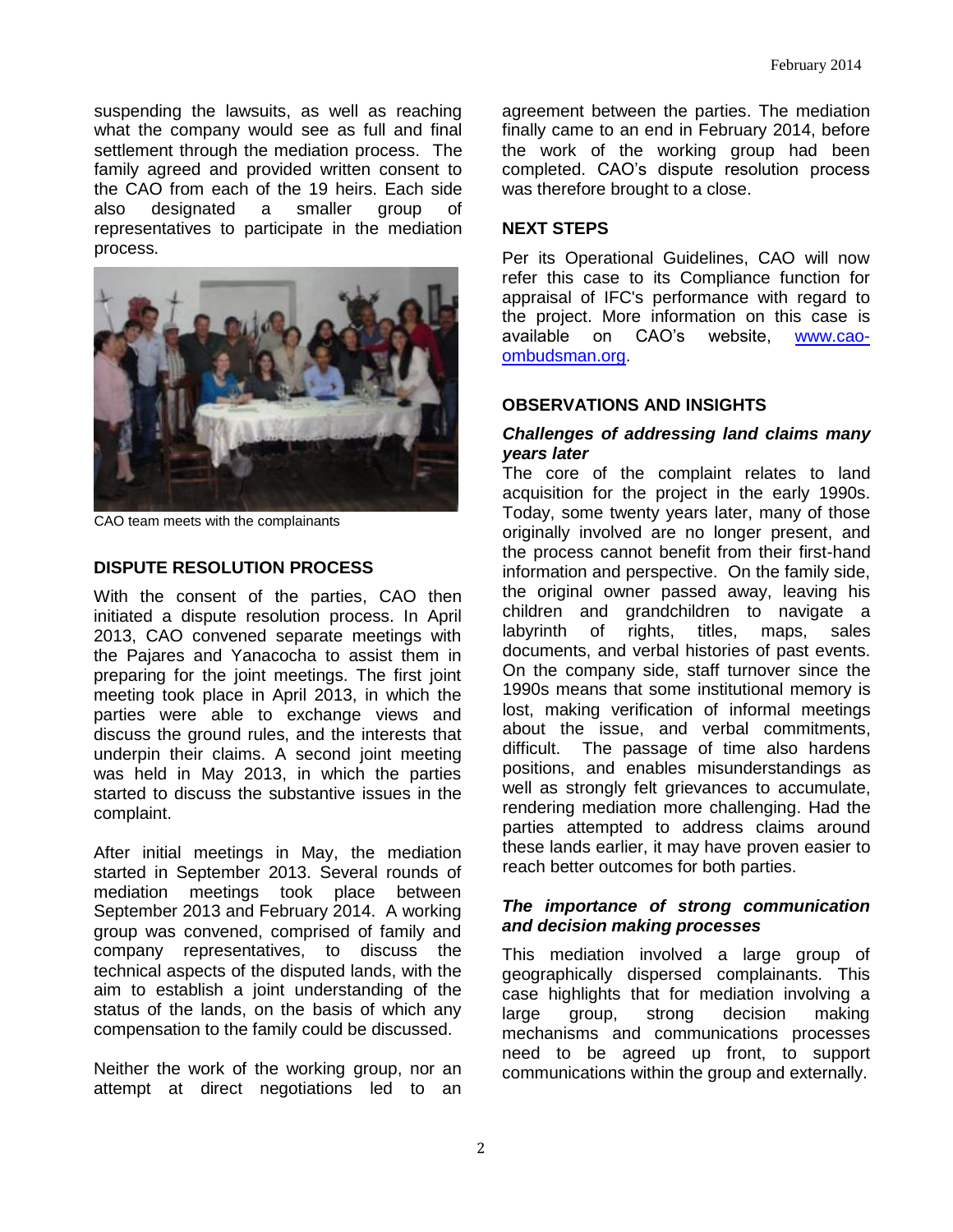suspending the lawsuits, as well as reaching what the company would see as full and final settlement through the mediation process. The family agreed and provided written consent to the CAO from each of the 19 heirs. Each side also designated a smaller group of representatives to participate in the mediation process.

CAO team meets with the complainants

## DISPUTE RESOLUTION PROCESS

With the consent of the parties, CAO then initiated a dispute resolution process. In April 2013, CAO convened separate meetings with the Pajares and Yanacocha to assist them in preparing for the joint meetings. The first joint meeting took place in April 2013, in which the parties were able to exchange views and discuss the ground rules, and the interests that underpin their claims. A second joint meeting was held in May 2013, in which the parties started to discuss the substantive issues in the complaint.

After initial meetings in May, the mediation started in September 2013. Several rounds of mediation meetings took place between September 2013 and February 2014. A working group was convened, comprised of family and company representatives, to discuss the technical aspects of the disputed lands, with the aim to establish a joint understanding of the status of the lands, on the basis of which any compensation to the family could be discussed.

Neither the work of the working group, nor an attempt at direct negotiations led to an agreement between the parties. The mediation finally came to an end in February 2014, before the work of the working group had been completed. CAO's dispute resolution process was therefore brought to a close.

## NEXT STEPS

Per its Operational Guidelines, CAO will now refer this case to its Compliance function for appraisal of IFC's performance with regard to the project. More information on this case is available on CAO's website, www.cao-ombudsman.org.

## OBSERVATIONS AND INSIGHTS

### *Challenges of addressing land claims many years later*

The core of the complaint relates to land acquisition for the project in the early 1990s. Today, some twenty years later, many of those originally involved are no longer present, and the process cannot benefit from their first-hand information and perspective. On the family side, the original owner passed away, leaving his children and grandchildren to navigate a labyrinth of rights, titles, maps, sales documents, and verbal histories of past events. On the company side, staff turnover since the 1990s means that some institutional memory is lost, making verification of informal meetings about the issue, and verbal commitments, difficult. The passage of time also hardens positions, and enables misunderstandings as well as strongly felt grievances to accumulate, rendering mediation more challenging. Had the parties attempted to address claims around these lands earlier, it may have proven easier to reach better outcomes for both parties.

### *The importance of strong communication and decision making processes*

This mediation involved a large group of geographically dispersed complainants. This case highlights that for mediation involving a large group, strong decision making mechanisms and communications processes need to be agreed up front, to support communications within the group and externally.